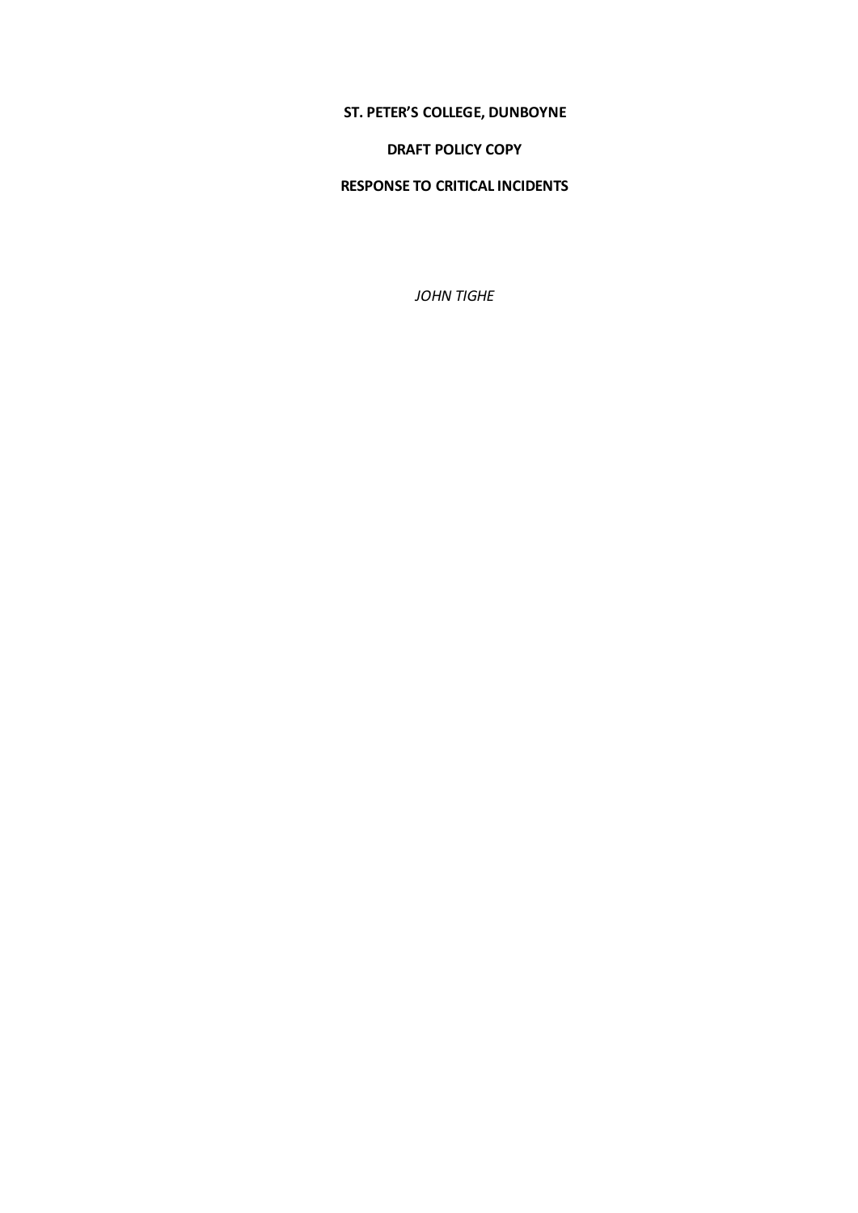**ST. PETER'S COLLEGE, DUNBOYNE**

**DRAFT POLICY COPY**

**RESPONSE TO CRITICAL INCIDENTS**

*JOHN TIGHE*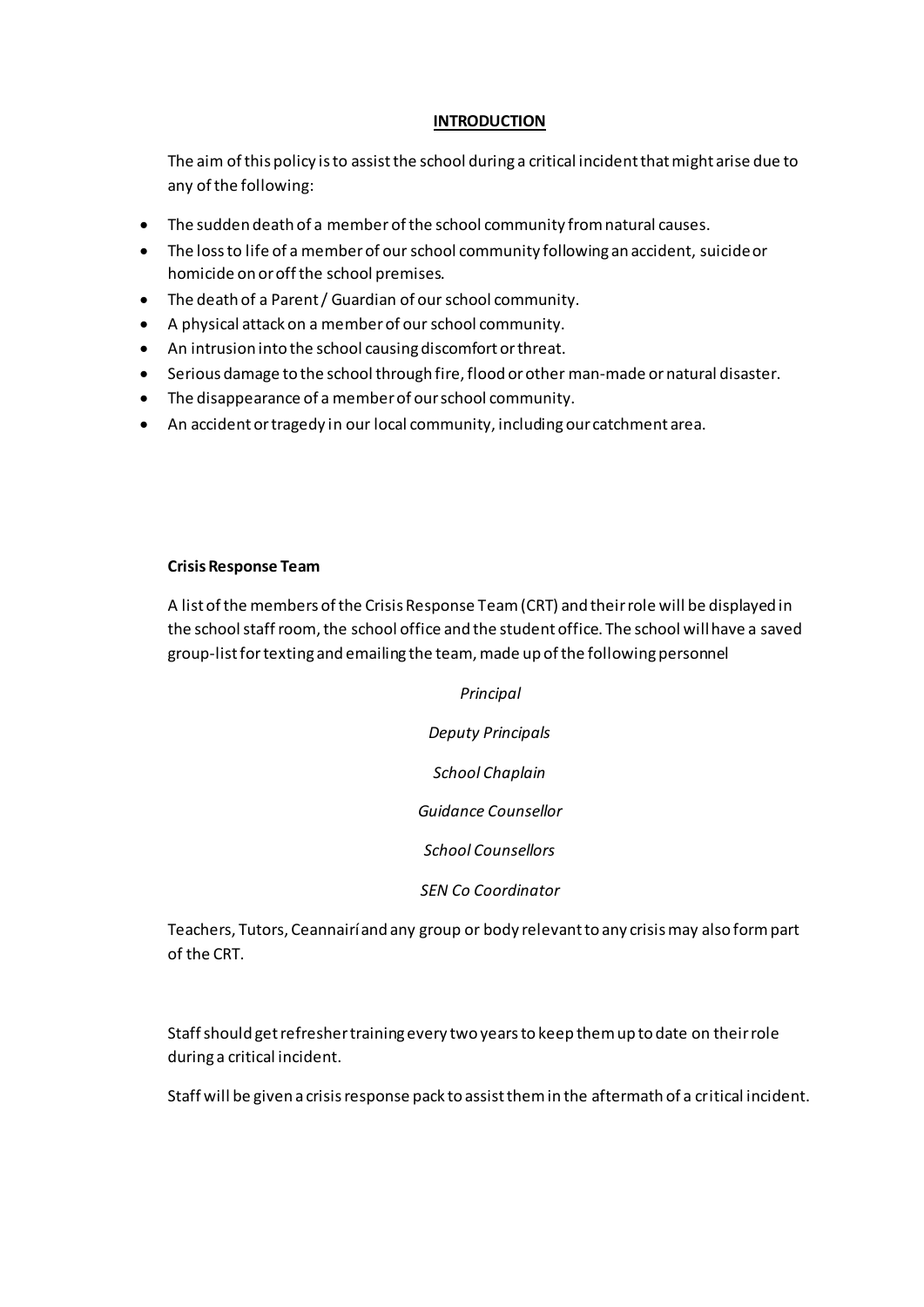## INTRODUCTION

The aim of this policy is to assist the school during a critical incident that might arise due to any of the following:

- The sudden death of a member of the school community from natural causes.
- The loss to life of a member of our school community following an accident, suicide or homicide on or off the school premises.
- The death of a Parent / Guardian of our school community.
- A physical attack on a member of our school community.
- An intrusion into the school causing discomfort or threat.
- Serious damage to the school through fire, flood or other man-made or natural disaster.
- The disappearance of a member of our school community.
- An accident or tragedy in our local community, including our catchment area.

### Crisis Response Team

A list of the members of the Crisis Response Team (CRT) and their role will be displayed in the school staff room, the school office and the student office. The school will have a saved group-list for texting and emailing the team, made up of the following personnel

*Principal*

*Deputy Principals*

*School Chaplain*

*Guidance Counsellor*

*School Counsellors*

*SEN Co Coordinator*

Teachers, Tutors, Ceannairí and any group or body relevant to any crisis may also form part of the CRT.

Staff should get refresher training every two years to keep them up to date on their role during a critical incident.

Staff will be given a crisis response pack to assist them in the aftermath of a critical incident.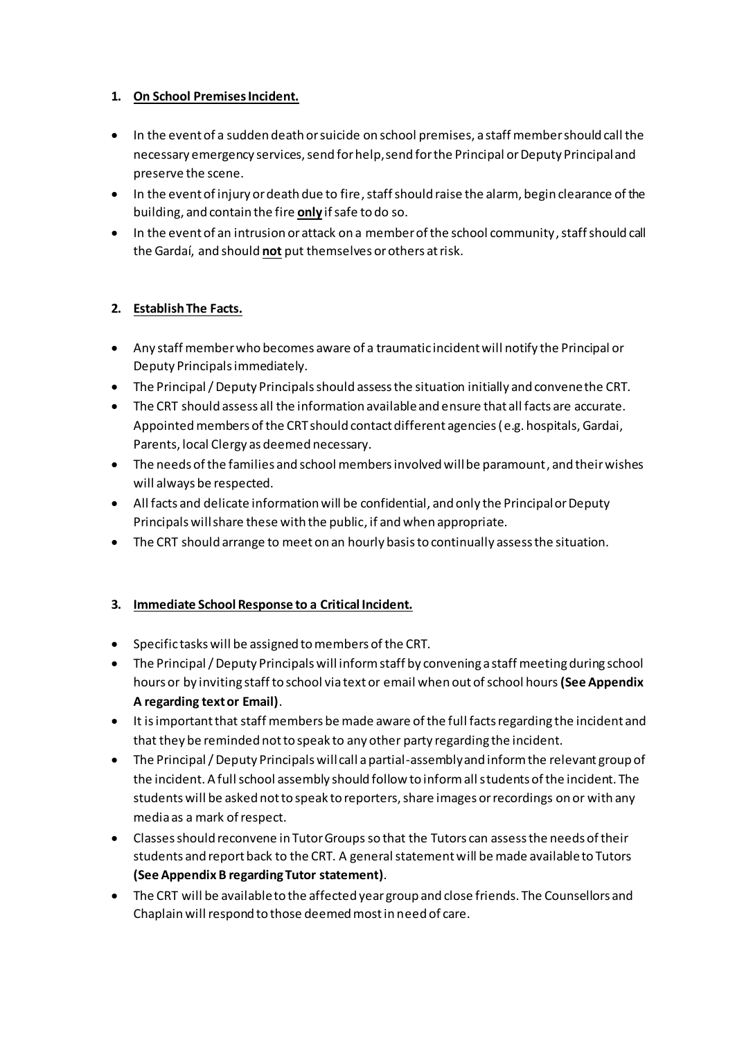1. **On School Premises Incident.**

- In the event of a sudden death or suicide on school premises, a staff member should call the necessary emergency services, send for help, send for the Principal or Deputy Principal and preserve the scene.
- In the event of injury or death due to fire, staff should raise the alarm, begin clearance of the building, and contain the fire **only** if safe to do so.
- In the event of an intrusion or attack on a member of the school community, staff should call the Gardaí, and should **not** put themselves or others at risk.

2. **Establish The Facts.**

- Any staff member who becomes aware of a traumatic incident will notify the Principal or Deputy Principals immediately.
- The Principal / Deputy Principals should assess the situation initially and convene the CRT.
- The CRT should assess all the information available and ensure that all facts are accurate. Appointed members of the CRT should contact different agencies (e.g. hospitals, Gardai, Parents, local Clergy as deemed necessary.
- The needs of the families and school members involved will be paramount, and their wishes will always be respected.
- All facts and delicate information will be confidential, and only the Principal or Deputy Principals will share these with the public, if and when appropriate.
- The CRT should arrange to meet on an hourly basis to continually assess the situation.

3. **Immediate School Response to a Critical Incident.**

- Specific tasks will be assigned to members of the CRT.
- The Principal / Deputy Principals will inform staff by convening a staff meeting during school hours or by inviting staff to school via text or email when out of school hours **(See Appendix A regarding text or Email)**.
- It is important that staff members be made aware of the full facts regarding the incident and that they be reminded not to speak to any other party regarding the incident.
- The Principal / Deputy Principals will call a partial-assembly and inform the relevant group of the incident. A full school assembly should follow to inform all students of the incident. The students will be asked not to speak to reporters, share images or recordings on or with any media as a mark of respect.
- Classes should reconvene in Tutor Groups so that the Tutors can assess the needs of their students and report back to the CRT. A general statement will be made available to Tutors **(See Appendix B regarding Tutor statement)**.
- The CRT will be available to the affected year group and close friends. The Counsellors and Chaplain will respond to those deemed most in need of care.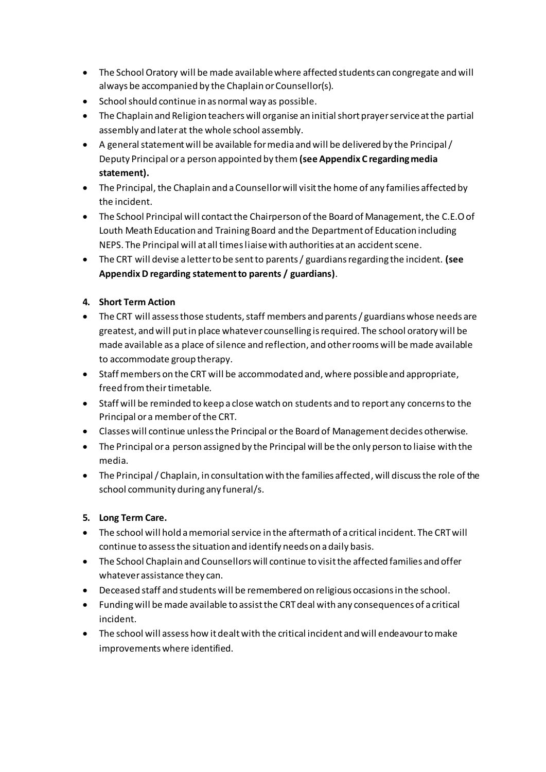- The School Oratory will be made available where affected students can congregate and will always be accompanied by the Chaplain or Counsellor(s).
- School should continue in as normal way as possible.
- The Chaplain and Religion teachers will organise an initial short prayer service at the partial assembly and later at the whole school assembly.
- A general statement will be available for media and will be delivered by the Principal / Deputy Principal or a person appointed by them **(see Appendix C regarding media statement).**
- The Principal, the Chaplain and a Counsellor will visit the home of any families affected by the incident.
- The School Principal will contact the Chairperson of the Board of Management, the C.E.O of Louth Meath Education and Training Board and the Department of Education including NEPS. The Principal will at all times liaise with authorities at an accident scene.
- The CRT will devise a letter to be sent to parents / guardians regarding the incident. **(see Appendix D regarding statement to parents / guardians)**.

**4. Short Term Action**

- The CRT will assess those students, staff members and parents / guardians whose needs are greatest, and will put in place whatever counselling is required. The school oratory will be made available as a place of silence and reflection, and other rooms will be made available to accommodate group therapy.
- Staff members on the CRT will be accommodated and, where possible and appropriate, freed from their timetable.
- Staff will be reminded to keep a close watch on students and to report any concerns to the Principal or a member of the CRT.
- Classes will continue unless the Principal or the Board of Management decides otherwise.
- The Principal or a person assigned by the Principal will be the only person to liaise with the media.
- The Principal / Chaplain, in consultation with the families affected, will discuss the role of the school community during any funeral/s.

**5. Long Term Care.**

- The school will hold a memorial service in the aftermath of a critical incident. The CRT will continue to assess the situation and identify needs on a daily basis.
- The School Chaplain and Counsellors will continue to visit the affected families and offer whatever assistance they can.
- Deceased staff and students will be remembered on religious occasions in the school.
- Funding will be made available to assist the CRT deal with any consequences of a critical incident.
- The school will assess how it dealt with the critical incident and will endeavour to make improvements where identified.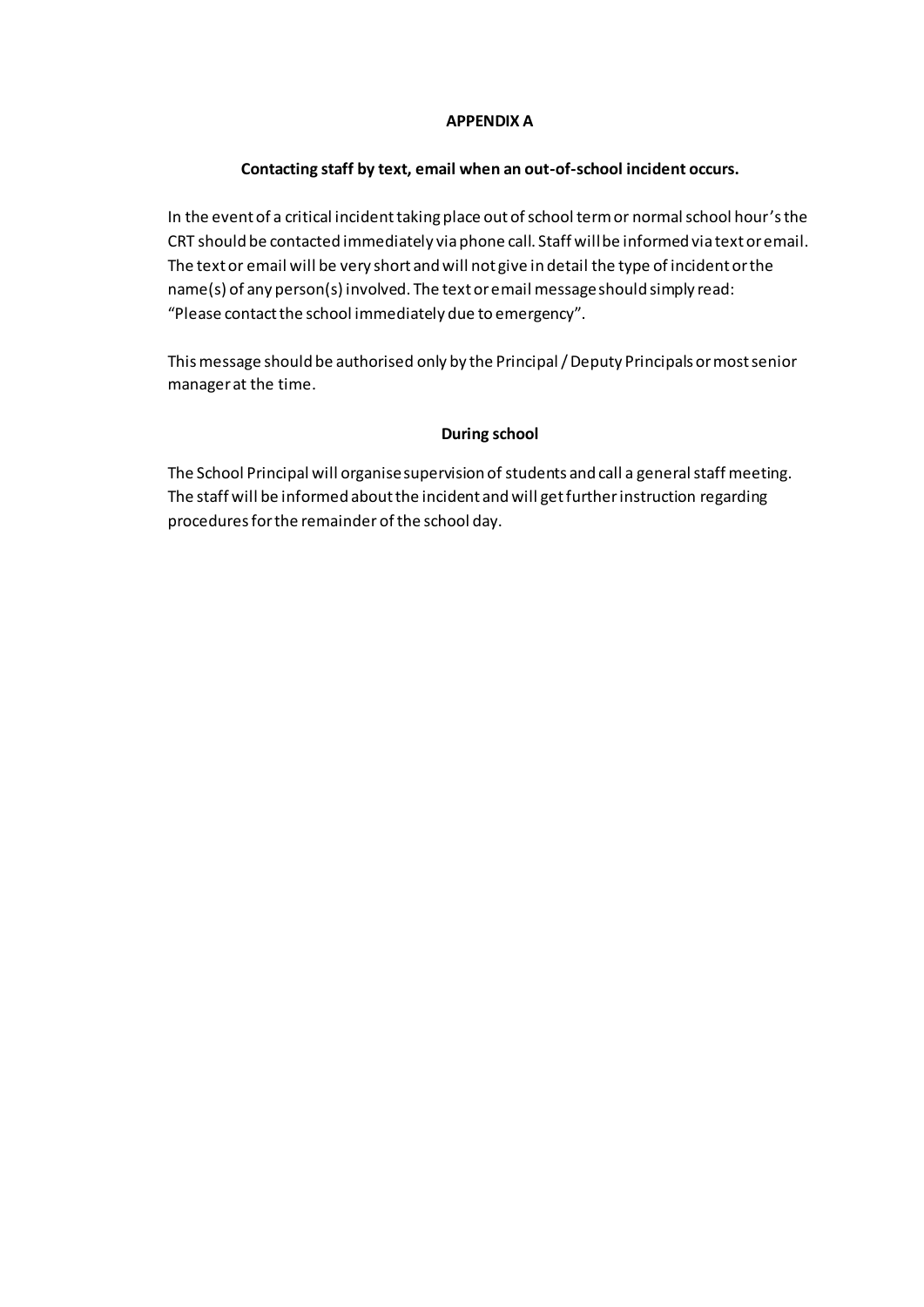# APPENDIX A

## Contacting staff by text, email when an out-of-school incident occurs.

In the event of a critical incident taking place out of school term or normal school hour's the CRT should be contacted immediately via phone call. Staff will be informed via text or email. The text or email will be very short and will not give in detail the type of incident or the name(s) of any person(s) involved. The text or email message should simply read: "Please contact the school immediately due to emergency".

This message should be authorised only by the Principal / Deputy Principals or most senior manager at the time.

## During school

The School Principal will organise supervision of students and call a general staff meeting. The staff will be informed about the incident and will get further instruction regarding procedures for the remainder of the school day.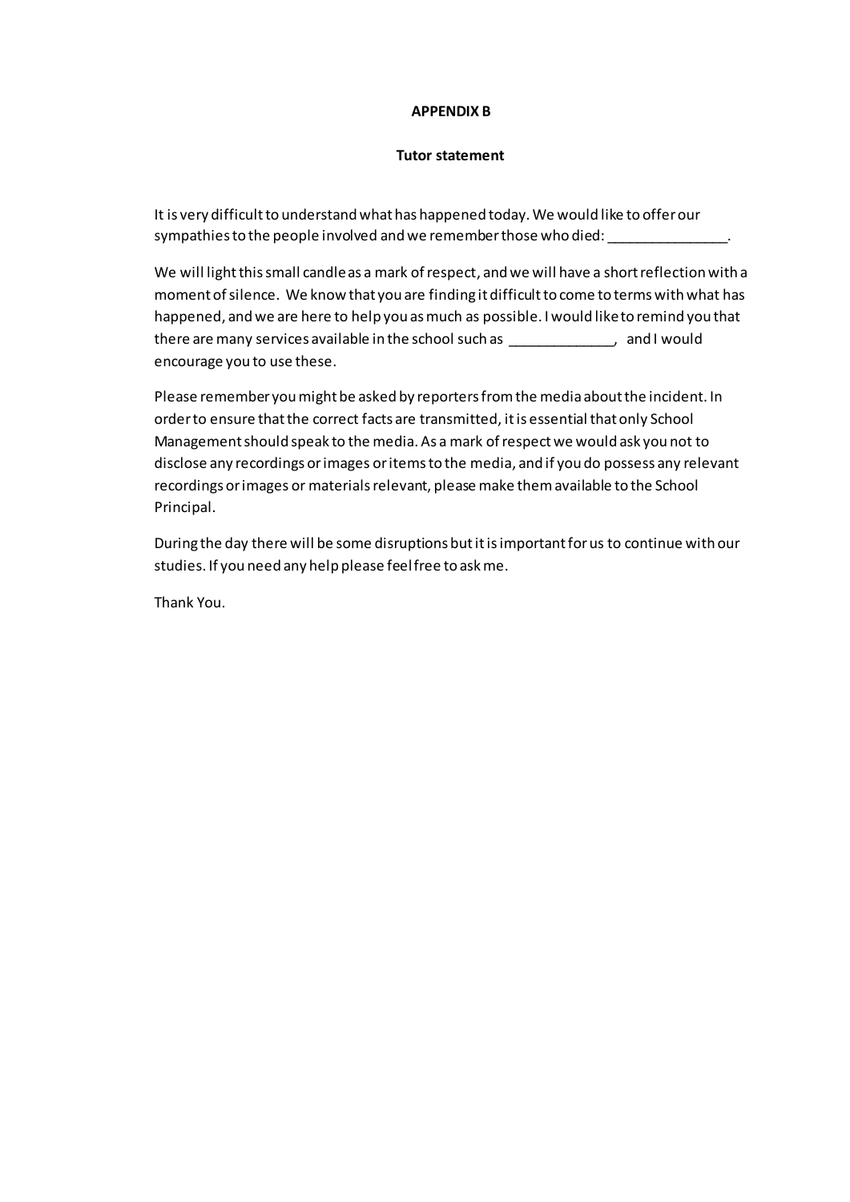**APPENDIX B**

**Tutor statement**

It is very difficult to understand what has happened today. We would like to offer our sympathies to the people involved and we remember those who died: _______________.

We will light this small candle as a mark of respect, and we will have a short reflection with a moment of silence. We know that you are finding it difficult to come to terms with what has happened, and we are here to help you as much as possible. I would like to remind you that there are many services available in the school such as _____________, and I would encourage you to use these.

Please remember you might be asked by reporters from the media about the incident. In order to ensure that the correct facts are transmitted, it is essential that only School Management should speak to the media. As a mark of respect we would ask you not to disclose any recordings or images or items to the media, and if you do possess any relevant recordings or images or materials relevant, please make them available to the School Principal.

During the day there will be some disruptions but it is important for us to continue with our studies. If you need any help please feel free to ask me.

Thank You.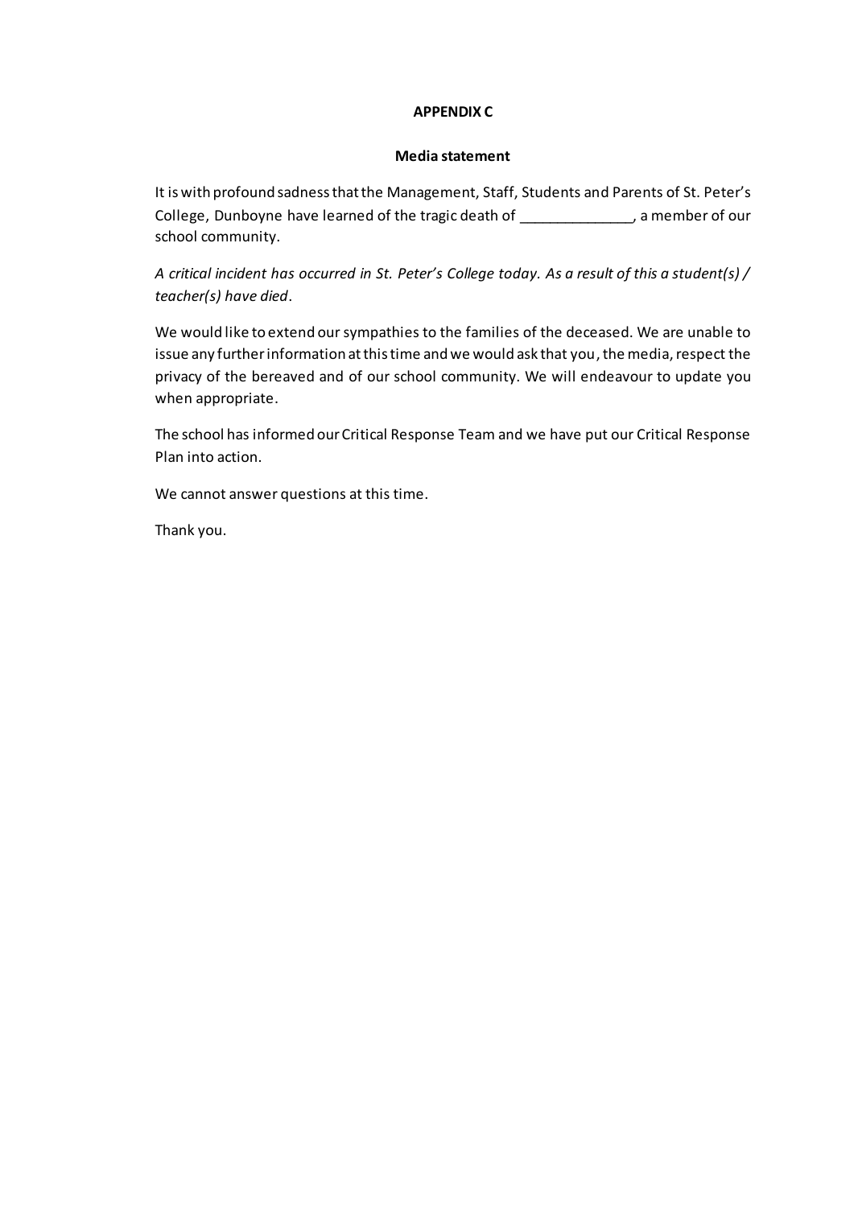**APPENDIX C**

**Media statement**

It is with profound sadness that the Management, Staff, Students and Parents of St. Peter's College, Dunboyne have learned of the tragic death of ______________, a member of our school community.

*A critical incident has occurred in St. Peter's College today. As a result of this a student(s) / teacher(s) have died*.

We would like to extend our sympathies to the families of the deceased. We are unable to issue any further information at this time and we would ask that you, the media, respect the privacy of the bereaved and of our school community. We will endeavour to update you when appropriate.

The school has informed our Critical Response Team and we have put our Critical Response Plan into action.

We cannot answer questions at this time.

Thank you.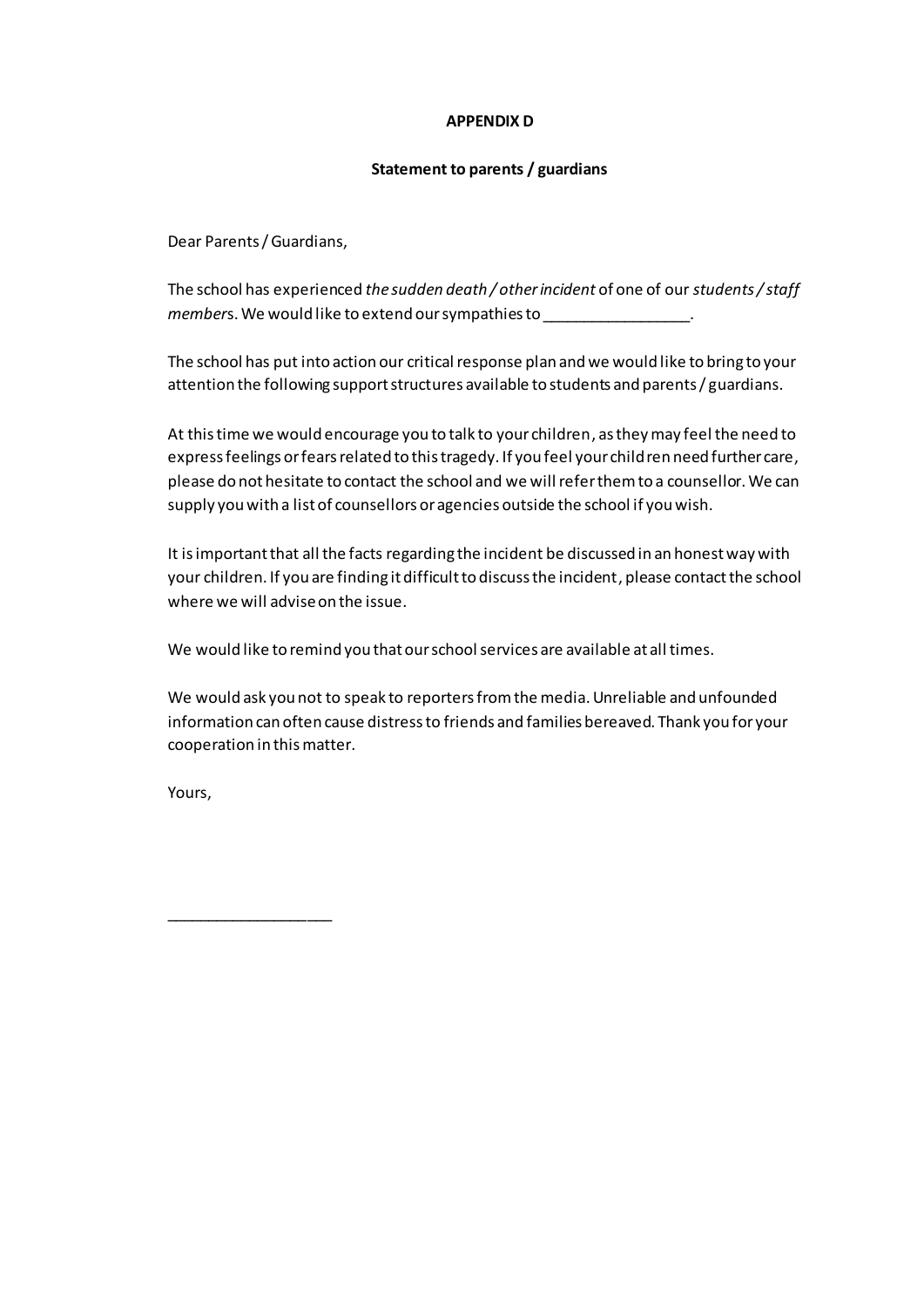**APPENDIX D**

**Statement to parents / guardians**

Dear Parents / Guardians,

The school has experienced *the sudden death / other incident* of one of our *students / staff member*s. We would like to extend our sympathies to _________________.

The school has put into action our critical response plan and we would like to bring to your attention the following support structures available to students and parents / guardians.

At this time we would encourage you to talk to your children, as they may feel the need to express feelings or fears related to this tragedy. If you feel your children need further care, please do not hesitate to contact the school and we will refer them to a counsellor. We can supply you with a list of counsellors or agencies outside the school if you wish.

It is important that all the facts regarding the incident be discussed in an honest way with your children. If you are finding it difficult to discuss the incident, please contact the school where we will advise on the issue.

We would like to remind you that our school services are available at all times.

We would ask you not to speak to reporters from the media. Unreliable and unfounded information can often cause distress to friends and families bereaved. Thank you for your cooperation in this matter.

Yours,

___________________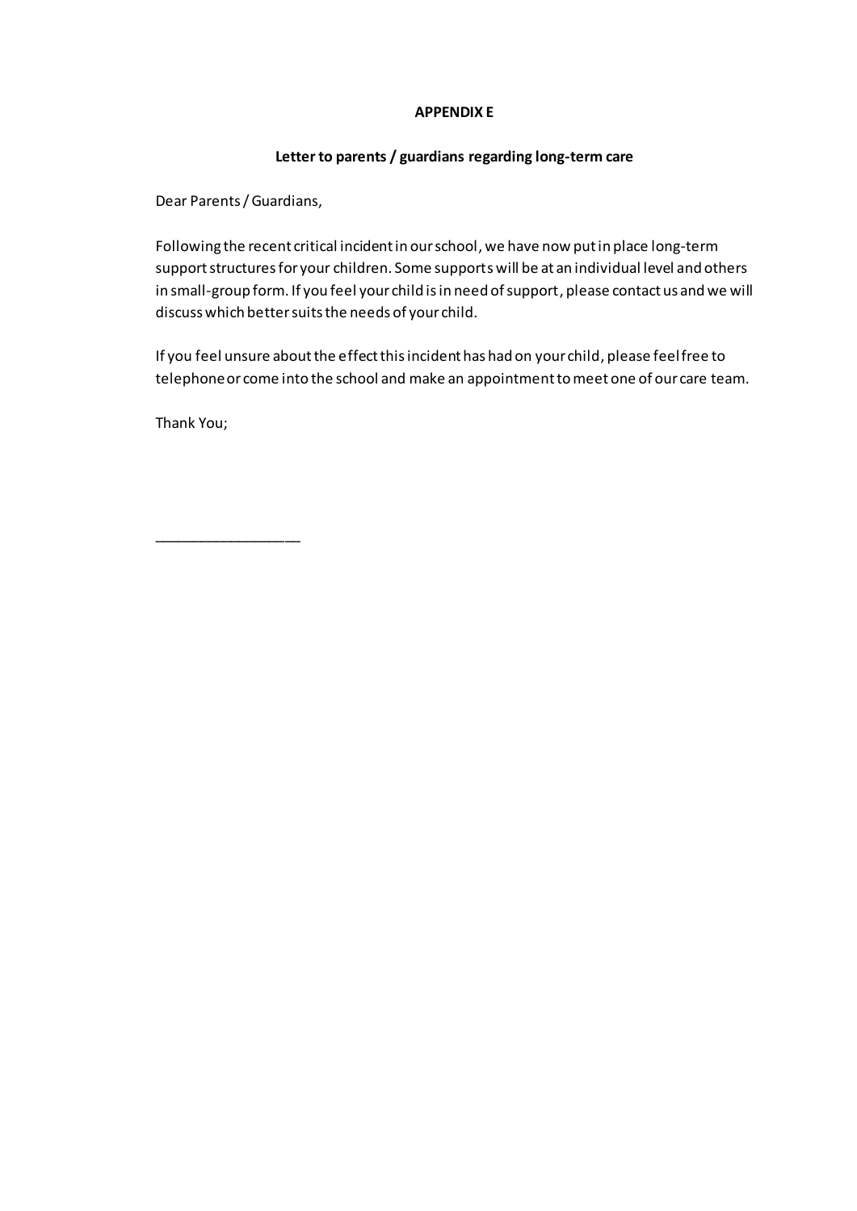**APPENDIX E**

**Letter to parents / guardians regarding long-term care**

Dear Parents / Guardians,

Following the recent critical incident in our school, we have now put in place long-term support structures for your children. Some supports will be at an individual level and others in small-group form. If you feel your child is in need of support, please contact us and we will discuss which better suits the needs of your child.

If you feel unsure about the effect this incident has had on your child, please feel free to telephone or come into the school and make an appointment to meet one of our care team.

Thank You;

___________________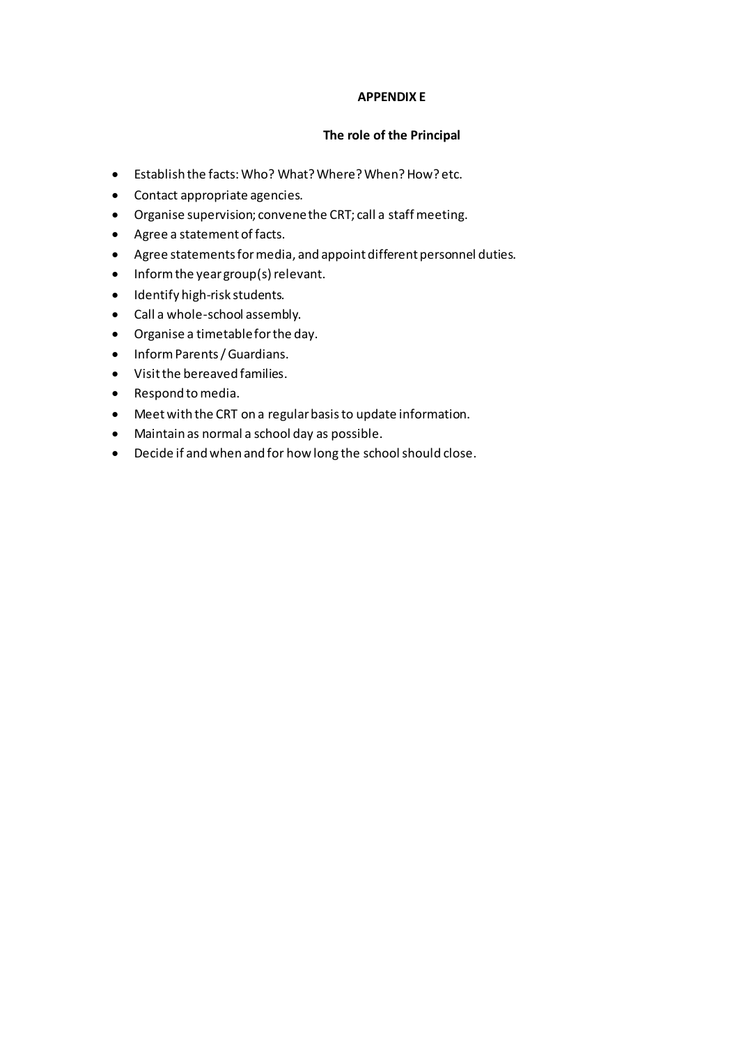# APPENDIX E

## The role of the Principal

- Establish the facts: Who? What? Where? When? How? etc.
- Contact appropriate agencies.
- Organise supervision; convene the CRT; call a staff meeting.
- Agree a statement of facts.
- Agree statements for media, and appoint different personnel duties.
- Inform the year group(s) relevant.
- Identify high-risk students.
- Call a whole-school assembly.
- Organise a timetable for the day.
- Inform Parents / Guardians.
- Visit the bereaved families.
- Respond to media.
- Meet with the CRT on a regular basis to update information.
- Maintain as normal a school day as possible.
- Decide if and when and for how long the school should close.